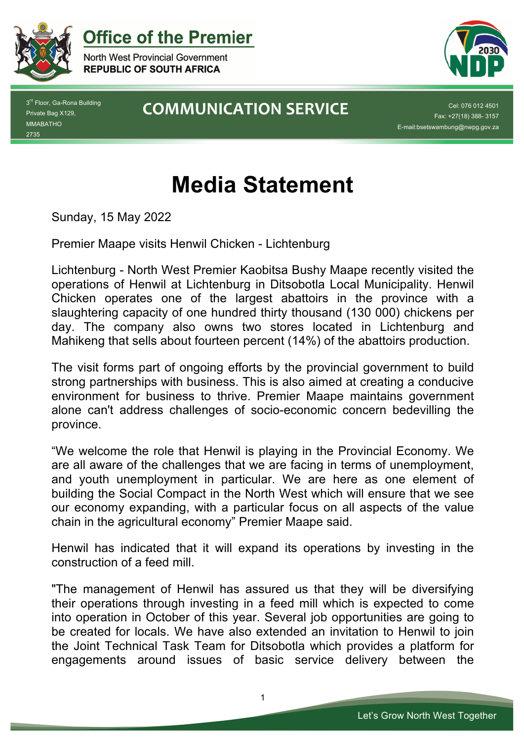**Office of the Premier**

North West Provincial Government
REPUBLIC OF SOUTH AFRICA

3rd Floor, Ga-Rona Building
Private Bag X129,
MMABATHO
2735

**COMMUNICATION SERVICE**

Cel: 076 012 4501
Fax: +27(18) 388- 3157
E-mail:bsetswambung@nwpg.gov.za

# Media Statement

Sunday, 15 May 2022

Premier Maape visits Henwil Chicken - Lichtenburg

Lichtenburg - North West Premier Kaobitsa Bushy Maape recently visited the operations of Henwil at Lichtenburg in Ditsobotla Local Municipality. Henwil Chicken operates one of the largest abattoirs in the province with a slaughtering capacity of one hundred thirty thousand (130 000) chickens per day. The company also owns two stores located in Lichtenburg and Mahikeng that sells about fourteen percent (14%) of the abattoirs production.

The visit forms part of ongoing efforts by the provincial government to build strong partnerships with business. This is also aimed at creating a conducive environment for business to thrive. Premier Maape maintains government alone can't address challenges of socio-economic concern bedevilling the province.

"We welcome the role that Henwil is playing in the Provincial Economy. We are all aware of the challenges that we are facing in terms of unemployment, and youth unemployment in particular. We are here as one element of building the Social Compact in the North West which will ensure that we see our economy expanding, with a particular focus on all aspects of the value chain in the agricultural economy" Premier Maape said.

Henwil has indicated that it will expand its operations by investing in the construction of a feed mill.

"The management of Henwil has assured us that they will be diversifying their operations through investing in a feed mill which is expected to come into operation in October of this year. Several job opportunities are going to be created for locals. We have also extended an invitation to Henwil to join the Joint Technical Task Team for Ditsobotla which provides a platform for engagements around issues of basic service delivery between the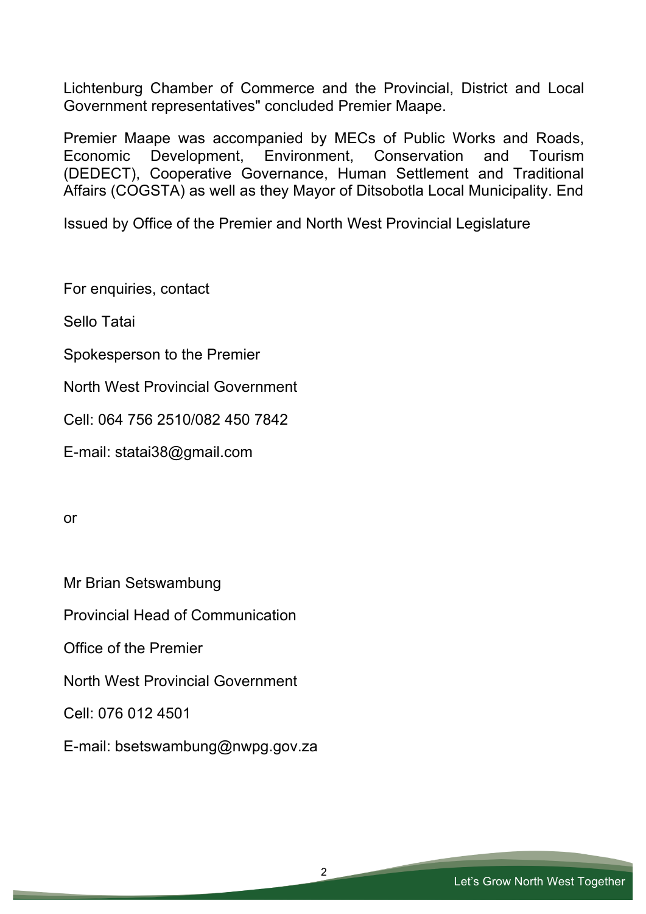Lichtenburg Chamber of Commerce and the Provincial, District and Local Government representatives" concluded Premier Maape.

Premier Maape was accompanied by MECs of Public Works and Roads, Economic Development, Environment, Conservation and Tourism (DEDECT), Cooperative Governance, Human Settlement and Traditional Affairs (COGSTA) as well as they Mayor of Ditsobotla Local Municipality. End

Issued by Office of the Premier and North West Provincial Legislature

For enquiries, contact

Sello Tatai

Spokesperson to the Premier

North West Provincial Government

Cell: 064 756 2510/082 450 7842

E-mail: statai38@gmail.com

or

Mr Brian Setswambung

Provincial Head of Communication

Office of the Premier

North West Provincial Government

Cell: 076 012 4501

E-mail: bsetswambung@nwpg.gov.za